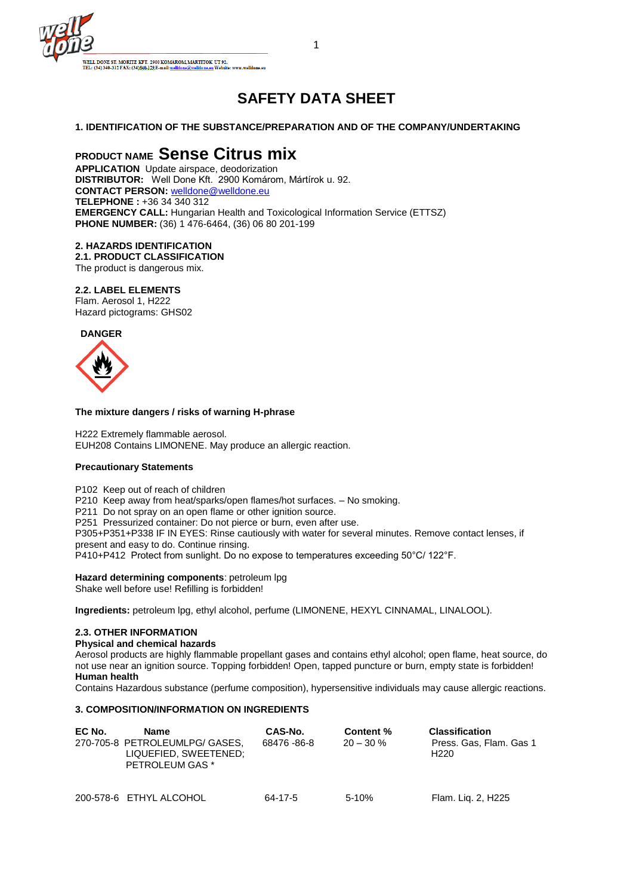WELL DONE ST. MORITZ KFT. 2900 KOMÁROM, MÁRTÍROK UT 92.
TEL: (34) 340-312 FAX: (34)540-128 E-mail: welldone@welldone.eu Website: www.welldone.eu

# SAFETY DATA SHEET

### 1. IDENTIFICATION OF THE SUBSTANCE/PREPARATION AND OF THE COMPANY/UNDERTAKING

**PRODUCT NAME** **Sense Citrus mix**
**APPLICATION** Update airspace, deodorization
**DISTRIBUTOR:** Well Done Kft. 2900 Komárom, Mártírok u. 92.
**CONTACT PERSON:** welldone@welldone.eu
**TELEPHONE :** +36 34 340 312
**EMERGENCY CALL:** Hungarian Health and Toxicological Information Service (ETTSZ)
**PHONE NUMBER:** (36) 1 476-6464, (36) 06 80 201-199

### 2. HAZARDS IDENTIFICATION

**2.1. PRODUCT CLASSIFICATION**
The product is dangerous mix.

**2.2. LABEL ELEMENTS**
Flam. Aerosol 1, H222
Hazard pictograms: GHS02

**DANGER**

**The mixture dangers / risks of warning H-phrase**

H222 Extremely flammable aerosol.
EUH208 Contains LIMONENE. May produce an allergic reaction.

**Precautionary Statements**

P102 Keep out of reach of children
P210 Keep away from heat/sparks/open flames/hot surfaces. – No smoking.
P211 Do not spray on an open flame or other ignition source.
P251 Pressurized container: Do not pierce or burn, even after use.
P305+P351+P338 IF IN EYES: Rinse cautiously with water for several minutes. Remove contact lenses, if present and easy to do. Continue rinsing.
P410+P412 Protect from sunlight. Do no expose to temperatures exceeding 50°C/ 122°F.

**Hazard determining components**: petroleum lpg
Shake well before use! Refilling is forbidden!

**Ingredients:** petroleum lpg, ethyl alcohol, perfume (LIMONENE, HEXYL CINNAMAL, LINALOOL).

**2.3. OTHER INFORMATION**
**Physical and chemical hazards**
Aerosol products are highly flammable propellant gases and contains ethyl alcohol; open flame, heat source, do not use near an ignition source. Topping forbidden! Open, tapped puncture or burn, empty state is forbidden!
**Human health**
Contains Hazardous substance (perfume composition), hypersensitive individuals may cause allergic reactions.

### 3. COMPOSITION/INFORMATION ON INGREDIENTS

| EC No. | Name | CAS-No. | Content % | Classification |
|---|---|---|---|---|
| 270-705-8 | PETROLEUMLPG/ GASES, LIQUEFIED, SWEETENED; PETROLEUM GAS * | 68476 -86-8 | 20 – 30 % | Press. Gas, Flam. Gas 1 H220 |
| 200-578-6 | ETHYL ALCOHOL | 64-17-5 | 5-10% | Flam. Liq. 2, H225 |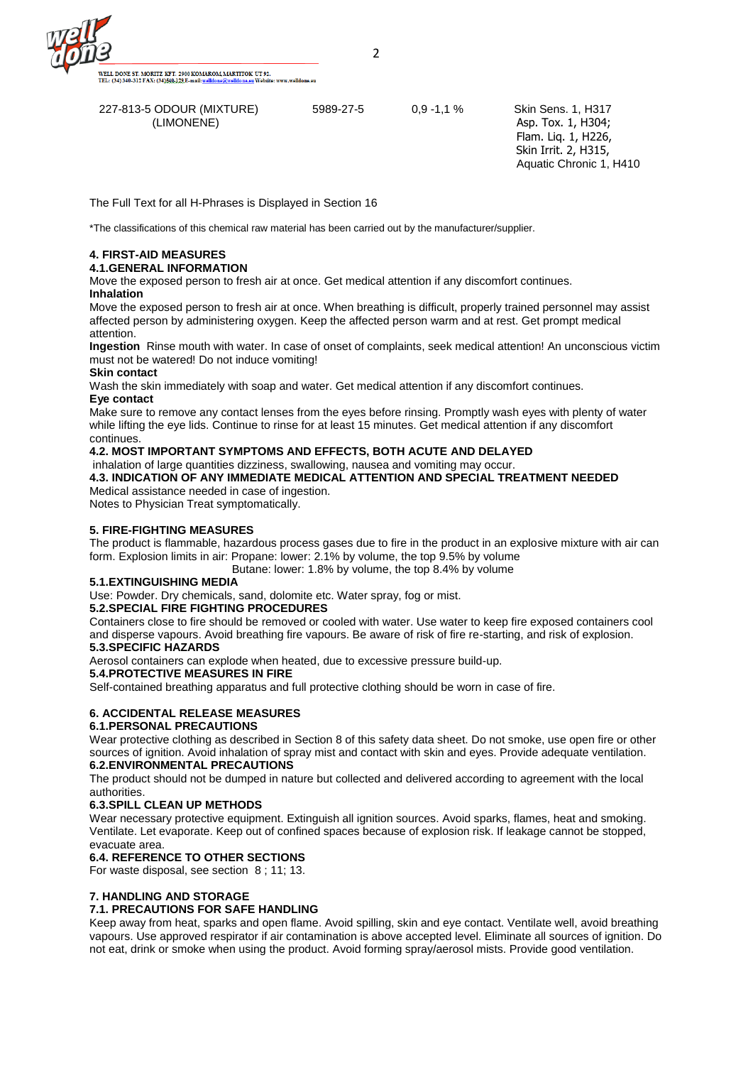| | | | |
|---|---|---|---|
| 227-813-5 ODOUR (MIXTURE) (LIMONENE) | 5989-27-5 | 0,9 -1,1 % | Skin Sens. 1, H317<br>Asp. Tox. 1, H304;<br>Flam. Liq. 1, H226,<br>Skin Irrit. 2, H315,<br>Aquatic Chronic 1, H410 |

The Full Text for all H-Phrases is Displayed in Section 16

*The classifications of this chemical raw material has been carried out by the manufacturer/supplier.

## 4. FIRST-AID MEASURES

### 4.1.GENERAL INFORMATION

Move the exposed person to fresh air at once. Get medical attention if any discomfort continues.

**Inhalation**

Move the exposed person to fresh air at once. When breathing is difficult, properly trained personnel may assist affected person by administering oxygen. Keep the affected person warm and at rest. Get prompt medical attention.

**Ingestion** Rinse mouth with water. In case of onset of complaints, seek medical attention! An unconscious victim must not be watered! Do not induce vomiting!

**Skin contact**

Wash the skin immediately with soap and water. Get medical attention if any discomfort continues.

**Eye contact**

Make sure to remove any contact lenses from the eyes before rinsing. Promptly wash eyes with plenty of water while lifting the eye lids. Continue to rinse for at least 15 minutes. Get medical attention if any discomfort continues.

### 4.2. MOST IMPORTANT SYMPTOMS AND EFFECTS, BOTH ACUTE AND DELAYED

inhalation of large quantities dizziness, swallowing, nausea and vomiting may occur.

### 4.3. INDICATION OF ANY IMMEDIATE MEDICAL ATTENTION AND SPECIAL TREATMENT NEEDED

Medical assistance needed in case of ingestion.

Notes to Physician Treat symptomatically.

## 5. FIRE-FIGHTING MEASURES

The product is flammable, hazardous process gases due to fire in the product in an explosive mixture with air can form. Explosion limits in air: Propane: lower: 2.1% by volume, the top 9.5% by volume

Butane: lower: 1.8% by volume, the top 8.4% by volume

### 5.1.EXTINGUISHING MEDIA

Use: Powder. Dry chemicals, sand, dolomite etc. Water spray, fog or mist.

### 5.2.SPECIAL FIRE FIGHTING PROCEDURES

Containers close to fire should be removed or cooled with water. Use water to keep fire exposed containers cool and disperse vapours. Avoid breathing fire vapours. Be aware of risk of fire re-starting, and risk of explosion.

### 5.3.SPECIFIC HAZARDS

Aerosol containers can explode when heated, due to excessive pressure build-up.

### 5.4.PROTECTIVE MEASURES IN FIRE

Self-contained breathing apparatus and full protective clothing should be worn in case of fire.

## 6. ACCIDENTAL RELEASE MEASURES

### 6.1.PERSONAL PRECAUTIONS

Wear protective clothing as described in Section 8 of this safety data sheet. Do not smoke, use open fire or other sources of ignition. Avoid inhalation of spray mist and contact with skin and eyes. Provide adequate ventilation.

### 6.2.ENVIRONMENTAL PRECAUTIONS

The product should not be dumped in nature but collected and delivered according to agreement with the local authorities.

### 6.3.SPILL CLEAN UP METHODS

Wear necessary protective equipment. Extinguish all ignition sources. Avoid sparks, flames, heat and smoking. Ventilate. Let evaporate. Keep out of confined spaces because of explosion risk. If leakage cannot be stopped, evacuate area.

### 6.4. REFERENCE TO OTHER SECTIONS

For waste disposal, see section 8 ; 11; 13.

## 7. HANDLING AND STORAGE

### 7.1. PRECAUTIONS FOR SAFE HANDLING

Keep away from heat, sparks and open flame. Avoid spilling, skin and eye contact. Ventilate well, avoid breathing vapours. Use approved respirator if air contamination is above accepted level. Eliminate all sources of ignition. Do not eat, drink or smoke when using the product. Avoid forming spray/aerosol mists. Provide good ventilation.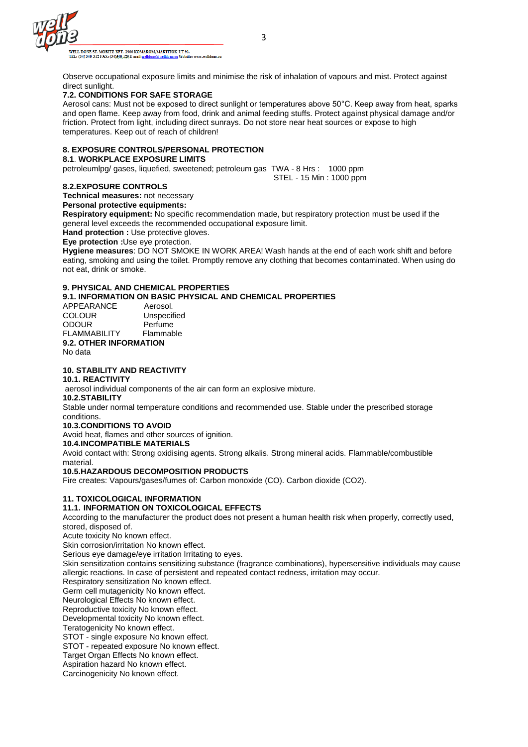Observe occupational exposure limits and minimise the risk of inhalation of vapours and mist. Protect against direct sunlight.

### 7.2. CONDITIONS FOR SAFE STORAGE

Aerosol cans: Must not be exposed to direct sunlight or temperatures above 50°C. Keep away from heat, sparks and open flame. Keep away from food, drink and animal feeding stuffs. Protect against physical damage and/or friction. Protect from light, including direct sunrays. Do not store near heat sources or expose to high temperatures. Keep out of reach of children!

## 8. EXPOSURE CONTROLS/PERSONAL PROTECTION

### 8.1. WORKPLACE EXPOSURE LIMITS

petroleumlpg/ gases, liquefied, sweetened; petroleum gas TWA - 8 Hrs : 1000 ppm
STEL - 15 Min : 1000 ppm

### 8.2.EXPOSURE CONTROLS

**Technical measures:** not necessary

**Personal protective equipments:**

**Respiratory equipment:** No specific recommendation made, but respiratory protection must be used if the general level exceeds the recommended occupational exposure limit.

**Hand protection :** Use protective gloves.

**Eye protection :**Use eye protection.

**Hygiene measures**: DO NOT SMOKE IN WORK AREA! Wash hands at the end of each work shift and before eating, smoking and using the toilet. Promptly remove any clothing that becomes contaminated. When using do not eat, drink or smoke.

## 9. PHYSICAL AND CHEMICAL PROPERTIES

### 9.1. INFORMATION ON BASIC PHYSICAL AND CHEMICAL PROPERTIES

| | |
|---|---|
| APPEARANCE | Aerosol. |
| COLOUR | Unspecified |
| ODOUR | Perfume |
| FLAMMABILITY | Flammable |

### 9.2. OTHER INFORMATION

No data

## 10. STABILITY AND REACTIVITY

### 10.1. REACTIVITY

aerosol individual components of the air can form an explosive mixture.

### 10.2.STABILITY

Stable under normal temperature conditions and recommended use. Stable under the prescribed storage conditions.

### 10.3.CONDITIONS TO AVOID

Avoid heat, flames and other sources of ignition.

### 10.4.INCOMPATIBLE MATERIALS

Avoid contact with: Strong oxidising agents. Strong alkalis. Strong mineral acids. Flammable/combustible material.

### 10.5.HAZARDOUS DECOMPOSITION PRODUCTS

Fire creates: Vapours/gases/fumes of: Carbon monoxide (CO). Carbon dioxide ($CO_2$).

## 11. TOXICOLOGICAL INFORMATION

### 11.1. INFORMATION ON TOXICOLOGICAL EFFECTS

According to the manufacturer the product does not present a human health risk when properly, correctly used, stored, disposed of.

Acute toxicity No known effect.

Skin corrosion/irritation No known effect.

Serious eye damage/eye irritation Irritating to eyes.

Skin sensitization contains sensitizing substance (fragrance combinations), hypersensitive individuals may cause allergic reactions. In case of persistent and repeated contact redness, irritation may occur.

Respiratory sensitization No known effect.

Germ cell mutagenicity No known effect.

Neurological Effects No known effect.

Reproductive toxicity No known effect.

Developmental toxicity No known effect.

Teratogenicity No known effect.

STOT - single exposure No known effect.

STOT - repeated exposure No known effect.

Target Organ Effects No known effect.

Aspiration hazard No known effect.

Carcinogenicity No known effect.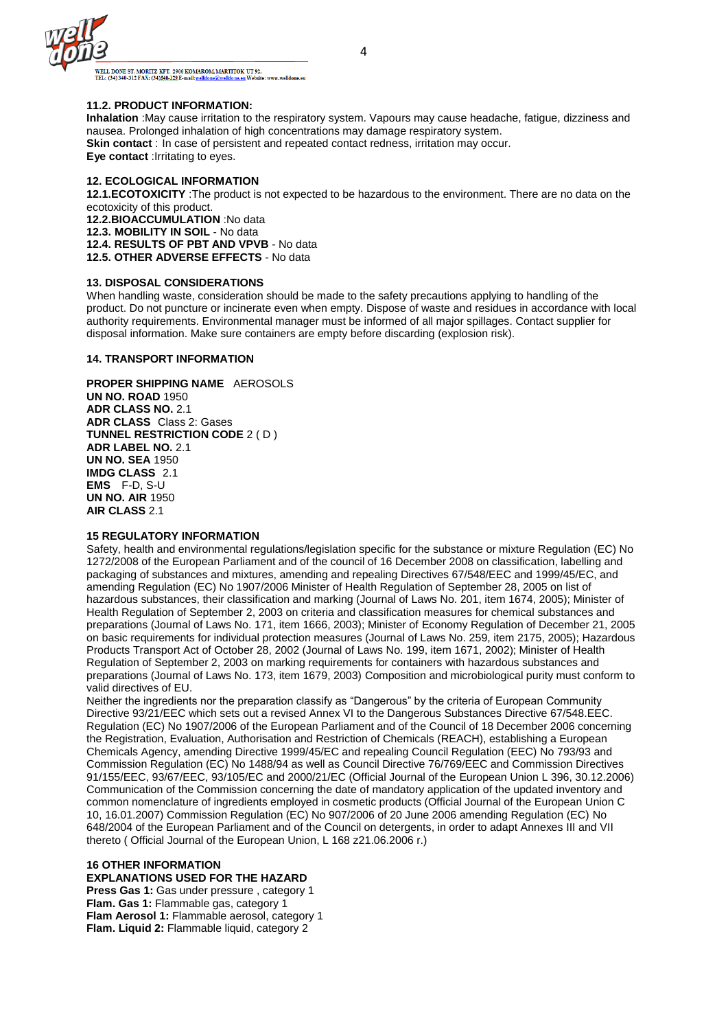### 11.2. PRODUCT INFORMATION:

**Inhalation** :May cause irritation to the respiratory system. Vapours may cause headache, fatigue, dizziness and nausea. Prolonged inhalation of high concentrations may damage respiratory system.
**Skin contact** : In case of persistent and repeated contact redness, irritation may occur.
**Eye contact** :Irritating to eyes.

## 12. ECOLOGICAL INFORMATION

**12.1.ECOTOXICITY** :The product is not expected to be hazardous to the environment. There are no data on the ecotoxicity of this product.
**12.2.BIOACCUMULATION** :No data
**12.3. MOBILITY IN SOIL** - No data
**12.4. RESULTS OF PBT AND VPVB** - No data
**12.5. OTHER ADVERSE EFFECTS** - No data

## 13. DISPOSAL CONSIDERATIONS

When handling waste, consideration should be made to the safety precautions applying to handling of the product. Do not puncture or incinerate even when empty. Dispose of waste and residues in accordance with local authority requirements. Environmental manager must be informed of all major spillages. Contact supplier for disposal information. Make sure containers are empty before discarding (explosion risk).

## 14. TRANSPORT INFORMATION

**PROPER SHIPPING NAME** AEROSOLS
**UN NO. ROAD** 1950
**ADR CLASS NO.** 2.1
**ADR CLASS** Class 2: Gases
**TUNNEL RESTRICTION CODE** 2 ( D )
**ADR LABEL NO.** 2.1
**UN NO. SEA** 1950
**IMDG CLASS** 2.1
**EMS** F-D, S-U
**UN NO. AIR** 1950
**AIR CLASS** 2.1

## 15 REGULATORY INFORMATION

Safety, health and environmental regulations/legislation specific for the substance or mixture Regulation (EC) No 1272/2008 of the European Parliament and of the council of 16 December 2008 on classification, labelling and packaging of substances and mixtures, amending and repealing Directives 67/548/EEC and 1999/45/EC, and amending Regulation (EC) No 1907/2006 Minister of Health Regulation of September 28, 2005 on list of hazardous substances, their classification and marking (Journal of Laws No. 201, item 1674, 2005); Minister of Health Regulation of September 2, 2003 on criteria and classification measures for chemical substances and preparations (Journal of Laws No. 171, item 1666, 2003); Minister of Economy Regulation of December 21, 2005 on basic requirements for individual protection measures (Journal of Laws No. 259, item 2175, 2005); Hazardous Products Transport Act of October 28, 2002 (Journal of Laws No. 199, item 1671, 2002); Minister of Health Regulation of September 2, 2003 on marking requirements for containers with hazardous substances and preparations (Journal of Laws No. 173, item 1679, 2003) Composition and microbiological purity must conform to valid directives of EU.
Neither the ingredients nor the preparation classify as "Dangerous" by the criteria of European Community Directive 93/21/EEC which sets out a revised Annex VI to the Dangerous Substances Directive 67/548.EEC. Regulation (EC) No 1907/2006 of the European Parliament and of the Council of 18 December 2006 concerning the Registration, Evaluation, Authorisation and Restriction of Chemicals (REACH), establishing a European Chemicals Agency, amending Directive 1999/45/EC and repealing Council Regulation (EEC) No 793/93 and Commission Regulation (EC) No 1488/94 as well as Council Directive 76/769/EEC and Commission Directives 91/155/EEC, 93/67/EEC, 93/105/EC and 2000/21/EC (Official Journal of the European Union L 396, 30.12.2006) Communication of the Commission concerning the date of mandatory application of the updated inventory and common nomenclature of ingredients employed in cosmetic products (Official Journal of the European Union C 10, 16.01.2007) Commission Regulation (EC) No 907/2006 of 20 June 2006 amending Regulation (EC) No 648/2004 of the European Parliament and of the Council on detergents, in order to adapt Annexes III and VII thereto ( Official Journal of the European Union, L 168 z21.06.2006 r.)

## 16 OTHER INFORMATION

**EXPLANATIONS USED FOR THE HAZARD**
**Press Gas 1:** Gas under pressure , category 1
**Flam. Gas 1:** Flammable gas, category 1
**Flam Aerosol 1:** Flammable aerosol, category 1
**Flam. Liquid 2:** Flammable liquid, category 2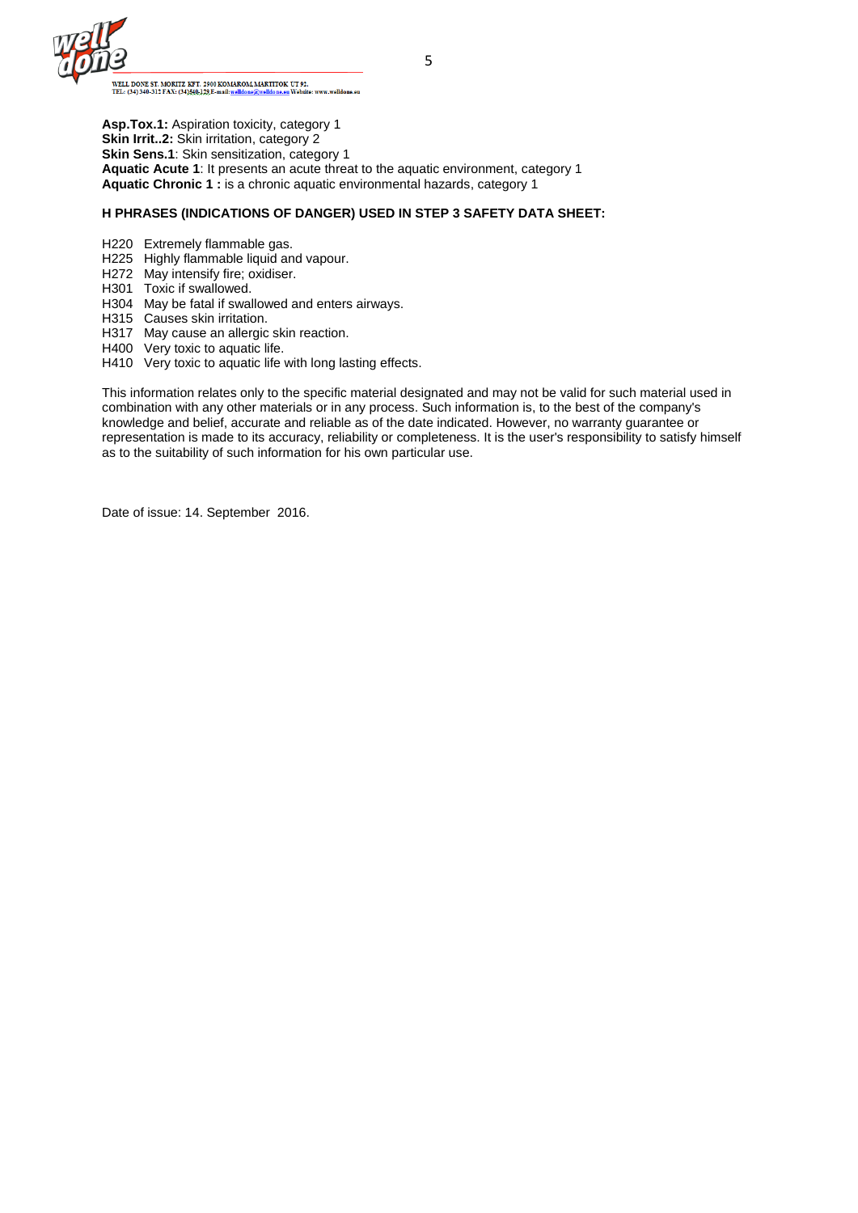**Asp.Tox.1:** Aspiration toxicity, category 1
**Skin Irrit..2:** Skin irritation, category 2
**Skin Sens.1**: Skin sensitization, category 1
**Aquatic Acute 1**: It presents an acute threat to the aquatic environment, category 1
**Aquatic Chronic 1 :** is a chronic aquatic environmental hazards, category 1

**H PHRASES (INDICATIONS OF DANGER) USED IN STEP 3 SAFETY DATA SHEET:**

H220 Extremely flammable gas.
H225 Highly flammable liquid and vapour.
H272 May intensify fire; oxidiser.
H301 Toxic if swallowed.
H304 May be fatal if swallowed and enters airways.
H315 Causes skin irritation.
H317 May cause an allergic skin reaction.
H400 Very toxic to aquatic life.
H410 Very toxic to aquatic life with long lasting effects.

This information relates only to the specific material designated and may not be valid for such material used in combination with any other materials or in any process. Such information is, to the best of the company's knowledge and belief, accurate and reliable as of the date indicated. However, no warranty guarantee or representation is made to its accuracy, reliability or completeness. It is the user's responsibility to satisfy himself as to the suitability of such information for his own particular use.

Date of issue: 14. September 2016.